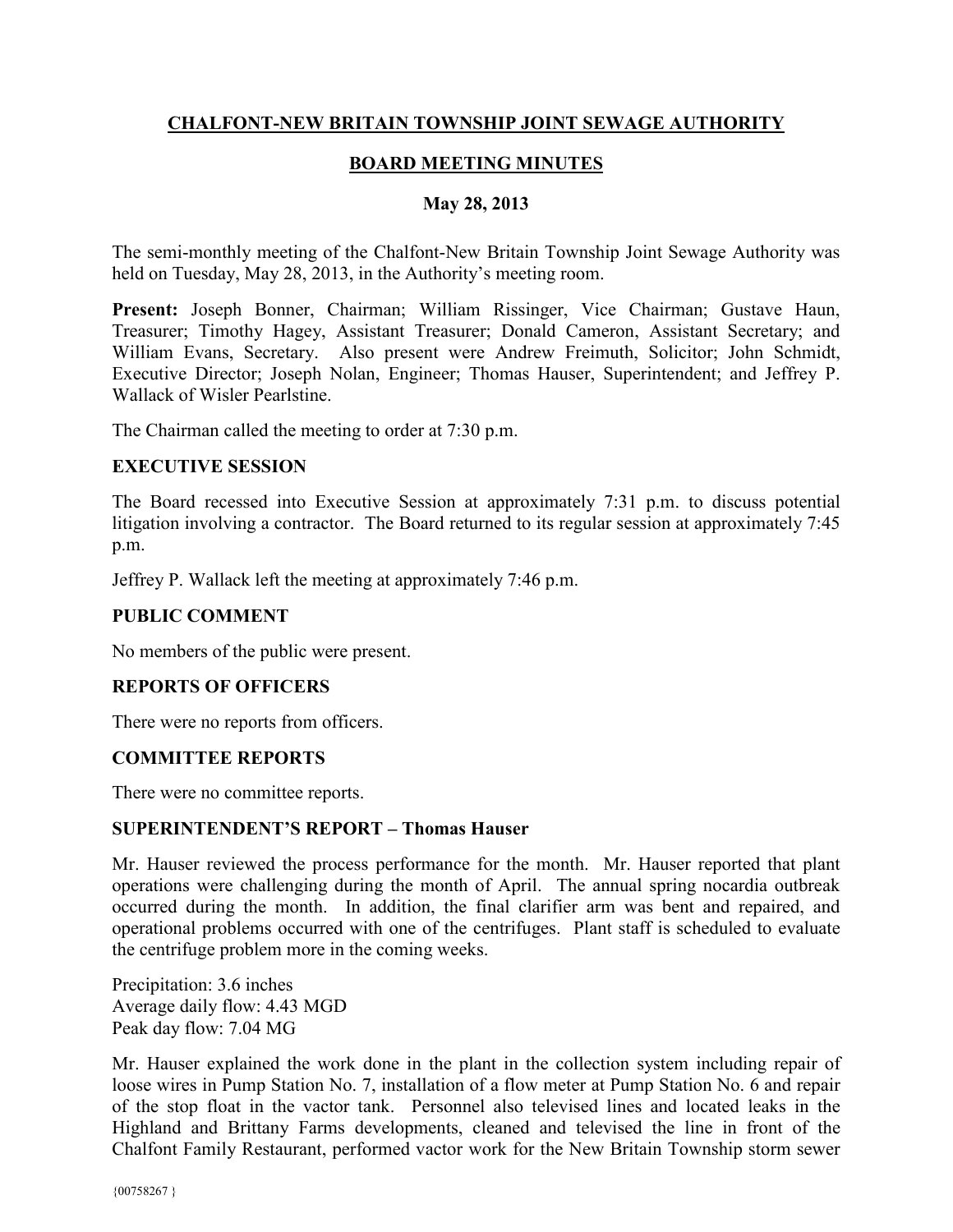# CHALFONT-NEW BRITAIN TOWNSHIP JOINT SEWAGE AUTHORITY

## BOARD MEETING MINUTES

### May 28, 2013

The semi-monthly meeting of the Chalfont-New Britain Township Joint Sewage Authority was held on Tuesday, May 28, 2013, in the Authority's meeting room.

**Present:** Joseph Bonner, Chairman; William Rissinger, Vice Chairman; Gustave Haun, Treasurer; Timothy Hagey, Assistant Treasurer; Donald Cameron, Assistant Secretary; and William Evans, Secretary. Also present were Andrew Freimuth, Solicitor; John Schmidt, Executive Director; Joseph Nolan, Engineer; Thomas Hauser, Superintendent; and Jeffrey P. Wallack of Wisler Pearlstine.

The Chairman called the meeting to order at 7:30 p.m.

**EXECUTIVE SESSION**

The Board recessed into Executive Session at approximately 7:31 p.m. to discuss potential litigation involving a contractor. The Board returned to its regular session at approximately 7:45 p.m.

Jeffrey P. Wallack left the meeting at approximately 7:46 p.m.

**PUBLIC COMMENT**

No members of the public were present.

**REPORTS OF OFFICERS**

There were no reports from officers.

**COMMITTEE REPORTS**

There were no committee reports.

**SUPERINTENDENT'S REPORT – Thomas Hauser**

Mr. Hauser reviewed the process performance for the month. Mr. Hauser reported that plant operations were challenging during the month of April. The annual spring nocardia outbreak occurred during the month. In addition, the final clarifier arm was bent and repaired, and operational problems occurred with one of the centrifuges. Plant staff is scheduled to evaluate the centrifuge problem more in the coming weeks.

Precipitation: 3.6 inches
Average daily flow: 4.43 MGD
Peak day flow: 7.04 MG

Mr. Hauser explained the work done in the plant in the collection system including repair of loose wires in Pump Station No. 7, installation of a flow meter at Pump Station No. 6 and repair of the stop float in the vactor tank. Personnel also televised lines and located leaks in the Highland and Brittany Farms developments, cleaned and televised the line in front of the Chalfont Family Restaurant, performed vactor work for the New Britain Township storm sewer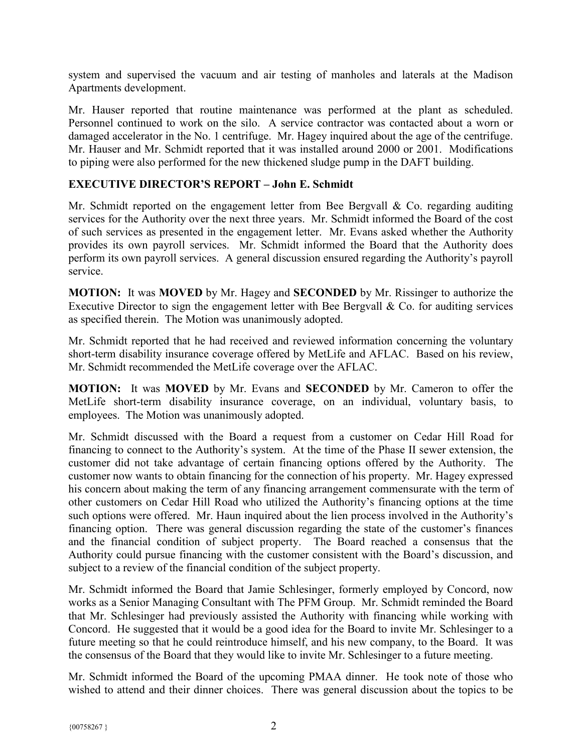system and supervised the vacuum and air testing of manholes and laterals at the Madison Apartments development.

Mr. Hauser reported that routine maintenance was performed at the plant as scheduled. Personnel continued to work on the silo. A service contractor was contacted about a worn or damaged accelerator in the No. 1 centrifuge. Mr. Hagey inquired about the age of the centrifuge. Mr. Hauser and Mr. Schmidt reported that it was installed around 2000 or 2001. Modifications to piping were also performed for the new thickened sludge pump in the DAFT building.

## EXECUTIVE DIRECTOR'S REPORT – John E. Schmidt

Mr. Schmidt reported on the engagement letter from Bee Bergvall & Co. regarding auditing services for the Authority over the next three years. Mr. Schmidt informed the Board of the cost of such services as presented in the engagement letter. Mr. Evans asked whether the Authority provides its own payroll services. Mr. Schmidt informed the Board that the Authority does perform its own payroll services. A general discussion ensured regarding the Authority's payroll service.

**MOTION:** It was **MOVED** by Mr. Hagey and **SECONDED** by Mr. Rissinger to authorize the Executive Director to sign the engagement letter with Bee Bergvall & Co. for auditing services as specified therein. The Motion was unanimously adopted.

Mr. Schmidt reported that he had received and reviewed information concerning the voluntary short-term disability insurance coverage offered by MetLife and AFLAC. Based on his review, Mr. Schmidt recommended the MetLife coverage over the AFLAC.

**MOTION:** It was **MOVED** by Mr. Evans and **SECONDED** by Mr. Cameron to offer the MetLife short-term disability insurance coverage, on an individual, voluntary basis, to employees. The Motion was unanimously adopted.

Mr. Schmidt discussed with the Board a request from a customer on Cedar Hill Road for financing to connect to the Authority's system. At the time of the Phase II sewer extension, the customer did not take advantage of certain financing options offered by the Authority. The customer now wants to obtain financing for the connection of his property. Mr. Hagey expressed his concern about making the term of any financing arrangement commensurate with the term of other customers on Cedar Hill Road who utilized the Authority's financing options at the time such options were offered. Mr. Haun inquired about the lien process involved in the Authority's financing option. There was general discussion regarding the state of the customer's finances and the financial condition of subject property. The Board reached a consensus that the Authority could pursue financing with the customer consistent with the Board's discussion, and subject to a review of the financial condition of the subject property.

Mr. Schmidt informed the Board that Jamie Schlesinger, formerly employed by Concord, now works as a Senior Managing Consultant with The PFM Group. Mr. Schmidt reminded the Board that Mr. Schlesinger had previously assisted the Authority with financing while working with Concord. He suggested that it would be a good idea for the Board to invite Mr. Schlesinger to a future meeting so that he could reintroduce himself, and his new company, to the Board. It was the consensus of the Board that they would like to invite Mr. Schlesinger to a future meeting.

Mr. Schmidt informed the Board of the upcoming PMAA dinner. He took note of those who wished to attend and their dinner choices. There was general discussion about the topics to be

{00758267 }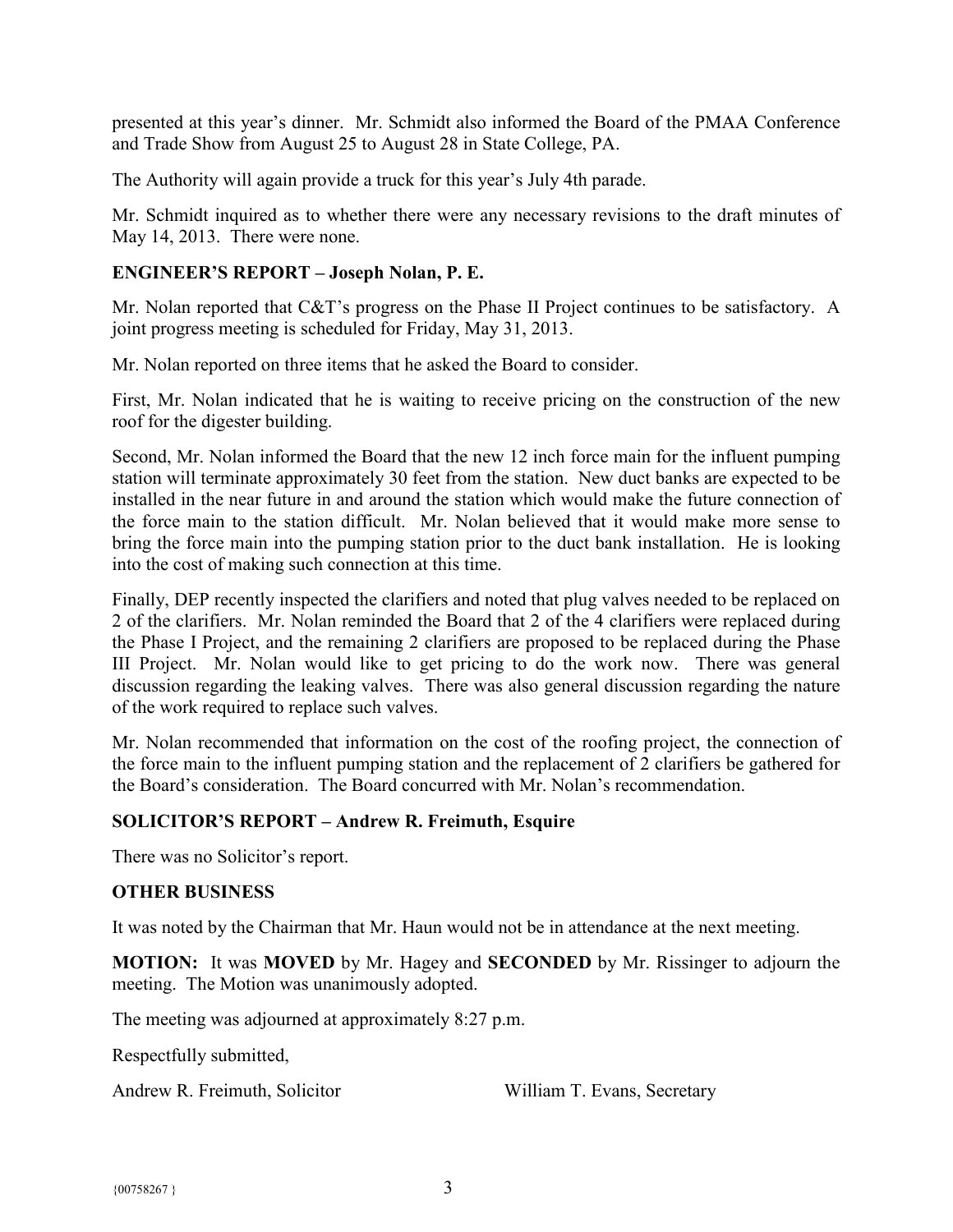presented at this year's dinner. Mr. Schmidt also informed the Board of the PMAA Conference and Trade Show from August 25 to August 28 in State College, PA.

The Authority will again provide a truck for this year's July 4th parade.

Mr. Schmidt inquired as to whether there were any necessary revisions to the draft minutes of May 14, 2013. There were none.

**ENGINEER'S REPORT – Joseph Nolan, P. E.**

Mr. Nolan reported that C&T's progress on the Phase II Project continues to be satisfactory. A joint progress meeting is scheduled for Friday, May 31, 2013.

Mr. Nolan reported on three items that he asked the Board to consider.

First, Mr. Nolan indicated that he is waiting to receive pricing on the construction of the new roof for the digester building.

Second, Mr. Nolan informed the Board that the new 12 inch force main for the influent pumping station will terminate approximately 30 feet from the station. New duct banks are expected to be installed in the near future in and around the station which would make the future connection of the force main to the station difficult. Mr. Nolan believed that it would make more sense to bring the force main into the pumping station prior to the duct bank installation. He is looking into the cost of making such connection at this time.

Finally, DEP recently inspected the clarifiers and noted that plug valves needed to be replaced on 2 of the clarifiers. Mr. Nolan reminded the Board that 2 of the 4 clarifiers were replaced during the Phase I Project, and the remaining 2 clarifiers are proposed to be replaced during the Phase III Project. Mr. Nolan would like to get pricing to do the work now. There was general discussion regarding the leaking valves. There was also general discussion regarding the nature of the work required to replace such valves.

Mr. Nolan recommended that information on the cost of the roofing project, the connection of the force main to the influent pumping station and the replacement of 2 clarifiers be gathered for the Board's consideration. The Board concurred with Mr. Nolan's recommendation.

**SOLICITOR'S REPORT – Andrew R. Freimuth, Esquire**

There was no Solicitor's report.

**OTHER BUSINESS**

It was noted by the Chairman that Mr. Haun would not be in attendance at the next meeting.

**MOTION:** It was **MOVED** by Mr. Hagey and **SECONDED** by Mr. Rissinger to adjourn the meeting. The Motion was unanimously adopted.

The meeting was adjourned at approximately 8:27 p.m.

Respectfully submitted,

Andrew R. Freimuth, Solicitor

William T. Evans, Secretary

{00758267 }